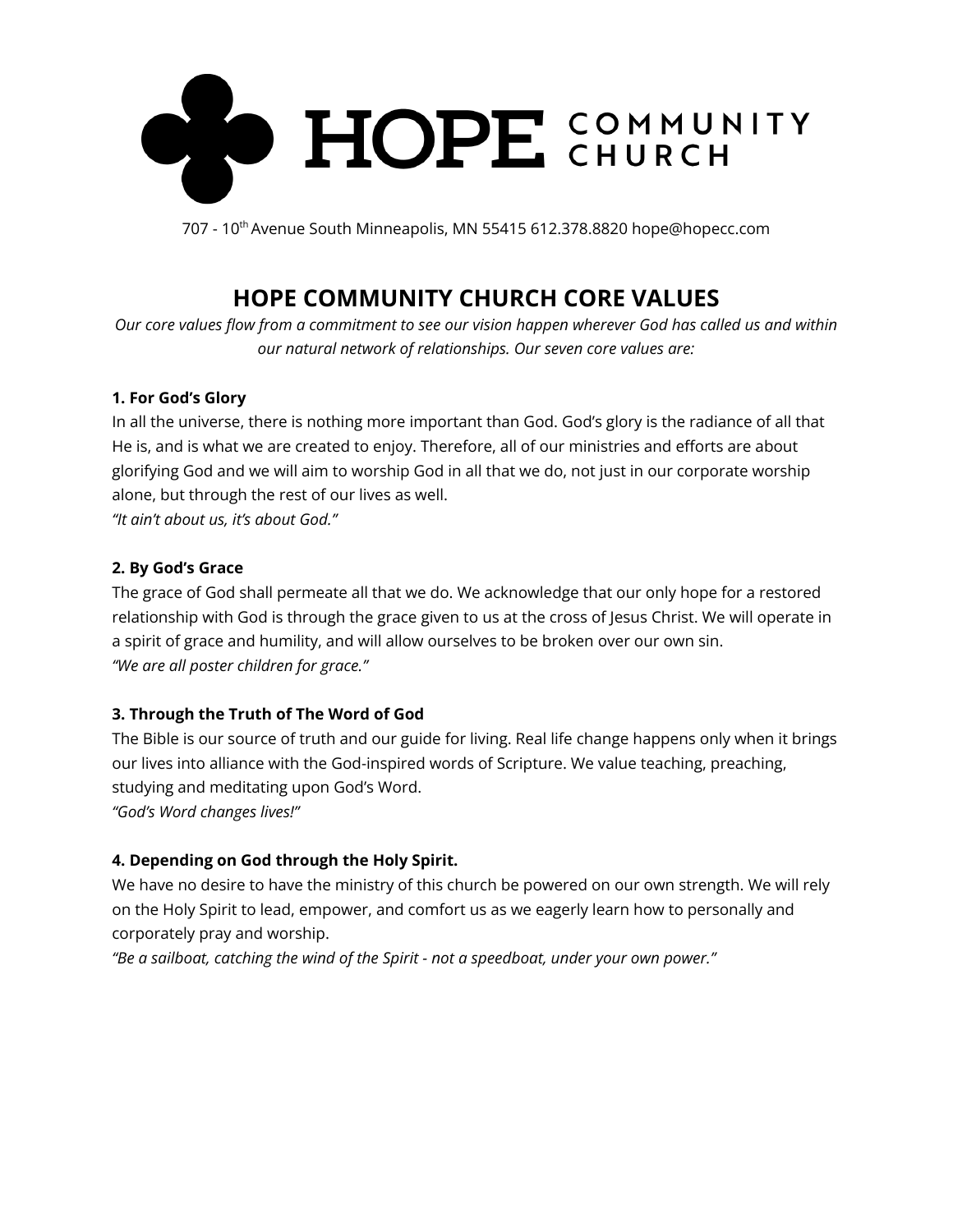# HOPE COMMUNITY CHURCH

707 - 10th Avenue South Minneapolis, MN 55415 612.378.8820 hope@hopecc.com

## HOPE COMMUNITY CHURCH CORE VALUES

*Our core values flow from a commitment to see our vision happen wherever God has called us and within our natural network of relationships. Our seven core values are:*

**1. For God's Glory**

In all the universe, there is nothing more important than God. God's glory is the radiance of all that He is, and is what we are created to enjoy. Therefore, all of our ministries and efforts are about glorifying God and we will aim to worship God in all that we do, not just in our corporate worship alone, but through the rest of our lives as well.
*"It ain't about us, it's about God."*

**2. By God's Grace**

The grace of God shall permeate all that we do. We acknowledge that our only hope for a restored relationship with God is through the grace given to us at the cross of Jesus Christ. We will operate in a spirit of grace and humility, and will allow ourselves to be broken over our own sin.
*"We are all poster children for grace."*

**3. Through the Truth of The Word of God**

The Bible is our source of truth and our guide for living. Real life change happens only when it brings our lives into alliance with the God-inspired words of Scripture. We value teaching, preaching, studying and meditating upon God's Word.
*"God's Word changes lives!"*

**4. Depending on God through the Holy Spirit.**

We have no desire to have the ministry of this church be powered on our own strength. We will rely on the Holy Spirit to lead, empower, and comfort us as we eagerly learn how to personally and corporately pray and worship.
*"Be a sailboat, catching the wind of the Spirit - not a speedboat, under your own power."*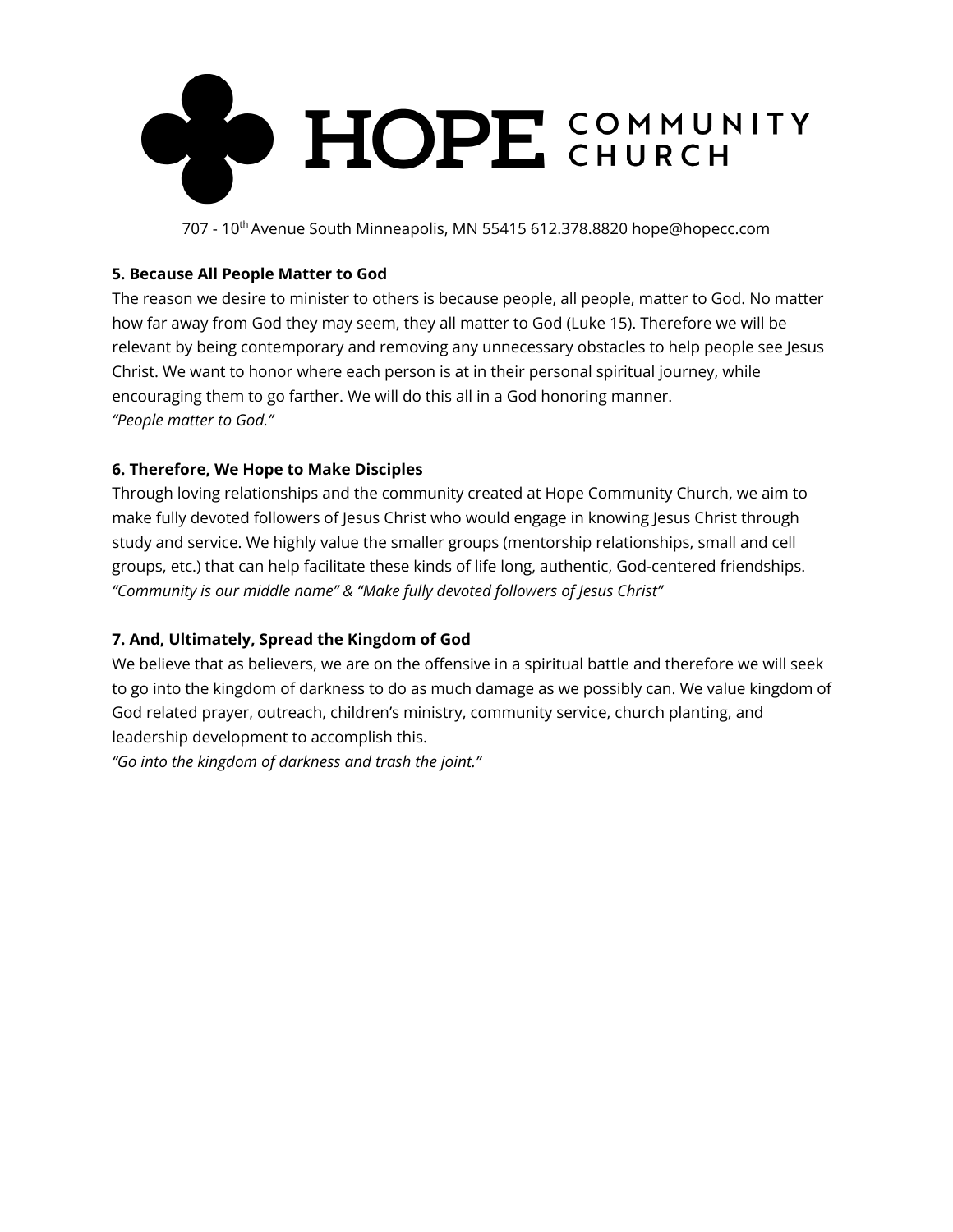# HOPE COMMUNITY CHURCH

707 - 10th Avenue South Minneapolis, MN 55415 612.378.8820 hope@hopecc.com

**5. Because All People Matter to God**

The reason we desire to minister to others is because people, all people, matter to God. No matter how far away from God they may seem, they all matter to God (Luke 15). Therefore we will be relevant by being contemporary and removing any unnecessary obstacles to help people see Jesus Christ. We want to honor where each person is at in their personal spiritual journey, while encouraging them to go farther. We will do this all in a God honoring manner.
*"People matter to God."*

**6. Therefore, We Hope to Make Disciples**

Through loving relationships and the community created at Hope Community Church, we aim to make fully devoted followers of Jesus Christ who would engage in knowing Jesus Christ through study and service. We highly value the smaller groups (mentorship relationships, small and cell groups, etc.) that can help facilitate these kinds of life long, authentic, God-centered friendships.
*"Community is our middle name" & "Make fully devoted followers of Jesus Christ"*

**7. And, Ultimately, Spread the Kingdom of God**

We believe that as believers, we are on the offensive in a spiritual battle and therefore we will seek to go into the kingdom of darkness to do as much damage as we possibly can. We value kingdom of God related prayer, outreach, children's ministry, community service, church planting, and leadership development to accomplish this.
*"Go into the kingdom of darkness and trash the joint."*